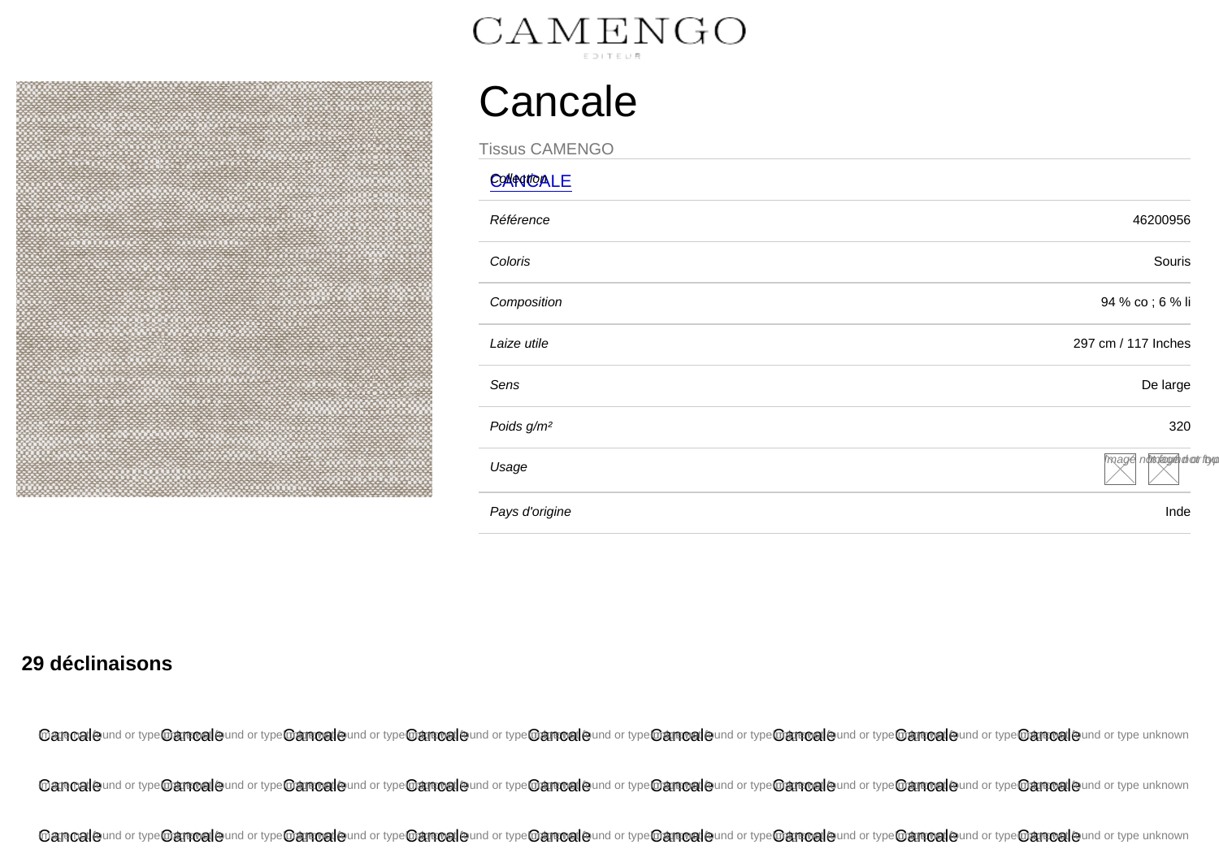CAMENGO

EDITEUR

# Cancale

Tissus CAMENGO

| | |
|---|---|
| *Collection* | CANCALE |
| *Référence* | 46200956 |
| *Coloris* | Souris |
| *Composition* | 94 % co ; 6 % li |
| *Laize utile* | 297 cm / 117 Inches |
| *Sens* | De large |
| *Poids g/m²* | 320 |
| *Usage* | |
| *Pays d'origine* | Inde |

## 29 déclinaisons

Cancale Cancale Cancale Cancale Cancale Cancale Cancale Cancale Cancale

Cancale Cancale Cancale Cancale Cancale Cancale Cancale Cancale Cancale

Cancale Cancale Cancale Cancale Cancale Cancale Cancale Cancale Cancale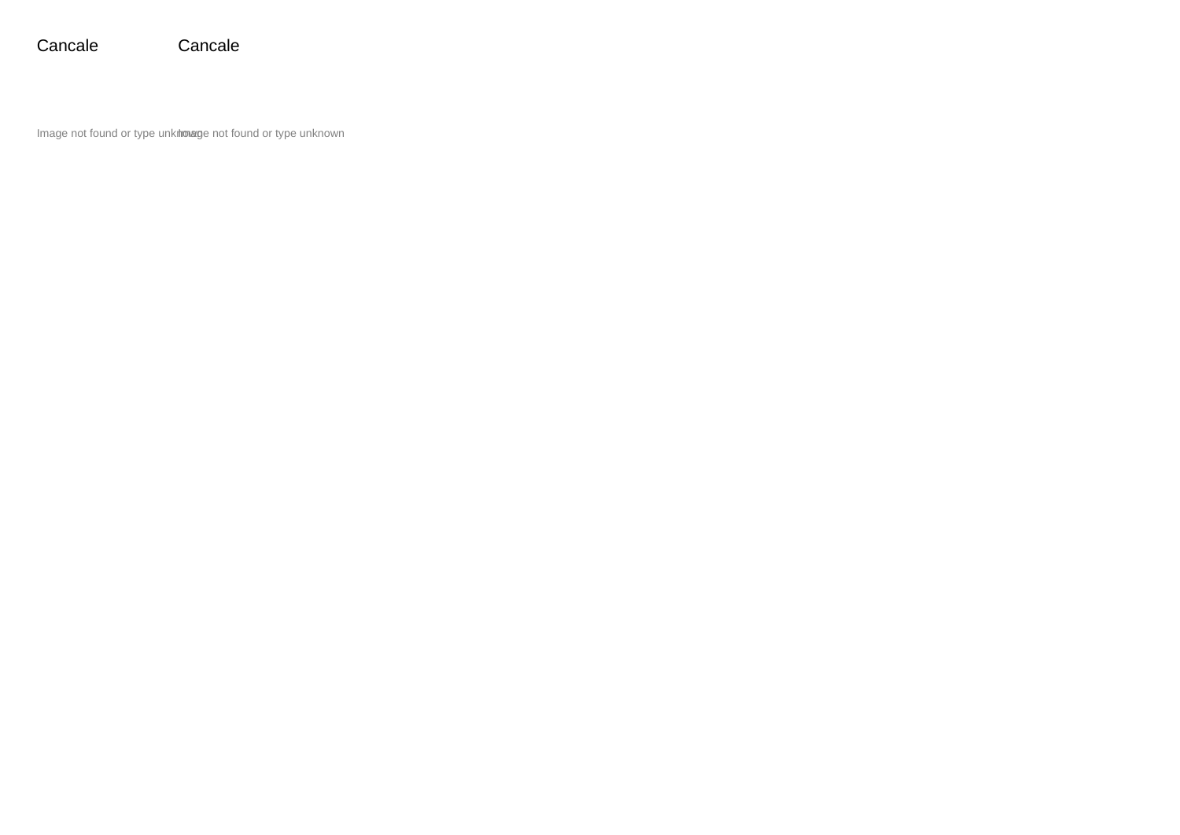Cancale

Image not found or type unknown

Cancale

Image not found or type unknown